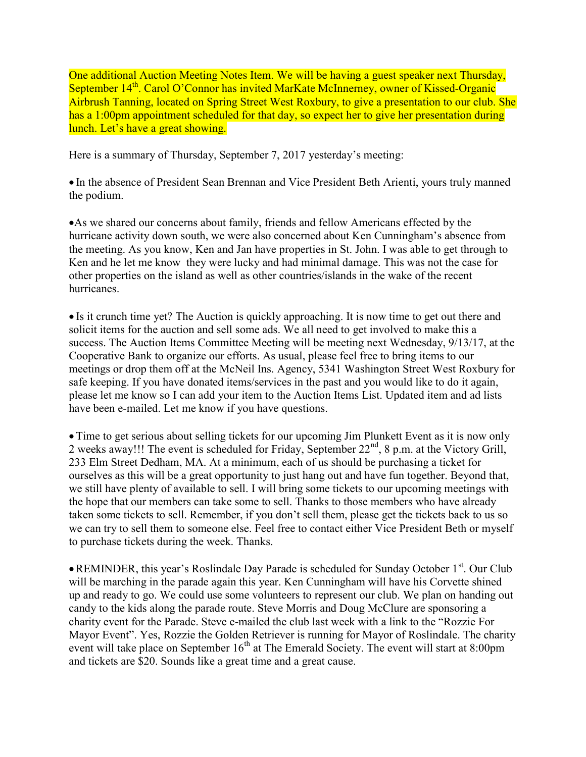One additional Auction Meeting Notes Item. We will be having a guest speaker next Thursday, September 14th. Carol O'Connor has invited MarKate McInnerney, owner of Kissed-Organic Airbrush Tanning, located on Spring Street West Roxbury, to give a presentation to our club. She has a 1:00pm appointment scheduled for that day, so expect her to give her presentation during lunch. Let's have a great showing.

Here is a summary of Thursday, September 7, 2017 yesterday's meeting:

- In the absence of President Sean Brennan and Vice President Beth Arienti, yours truly manned the podium.

- As we shared our concerns about family, friends and fellow Americans effected by the hurricane activity down south, we were also concerned about Ken Cunningham's absence from the meeting. As you know, Ken and Jan have properties in St. John. I was able to get through to Ken and he let me know they were lucky and had minimal damage. This was not the case for other properties on the island as well as other countries/islands in the wake of the recent hurricanes.

- Is it crunch time yet? The Auction is quickly approaching. It is now time to get out there and solicit items for the auction and sell some ads. We all need to get involved to make this a success. The Auction Items Committee Meeting will be meeting next Wednesday, 9/13/17, at the Cooperative Bank to organize our efforts. As usual, please feel free to bring items to our meetings or drop them off at the McNeil Ins. Agency, 5341 Washington Street West Roxbury for safe keeping. If you have donated items/services in the past and you would like to do it again, please let me know so I can add your item to the Auction Items List. Updated item and ad lists have been e-mailed. Let me know if you have questions.

- Time to get serious about selling tickets for our upcoming Jim Plunkett Event as it is now only 2 weeks away!!! The event is scheduled for Friday, September 22nd, 8 p.m. at the Victory Grill, 233 Elm Street Dedham, MA. At a minimum, each of us should be purchasing a ticket for ourselves as this will be a great opportunity to just hang out and have fun together. Beyond that, we still have plenty of available to sell. I will bring some tickets to our upcoming meetings with the hope that our members can take some to sell. Thanks to those members who have already taken some tickets to sell. Remember, if you don't sell them, please get the tickets back to us so we can try to sell them to someone else. Feel free to contact either Vice President Beth or myself to purchase tickets during the week. Thanks.

- REMINDER, this year's Roslindale Day Parade is scheduled for Sunday October 1st. Our Club will be marching in the parade again this year. Ken Cunningham will have his Corvette shined up and ready to go. We could use some volunteers to represent our club. We plan on handing out candy to the kids along the parade route. Steve Morris and Doug McClure are sponsoring a charity event for the Parade. Steve e-mailed the club last week with a link to the "Rozzie For Mayor Event". Yes, Rozzie the Golden Retriever is running for Mayor of Roslindale. The charity event will take place on September 16th at The Emerald Society. The event will start at 8:00pm and tickets are $20. Sounds like a great time and a great cause.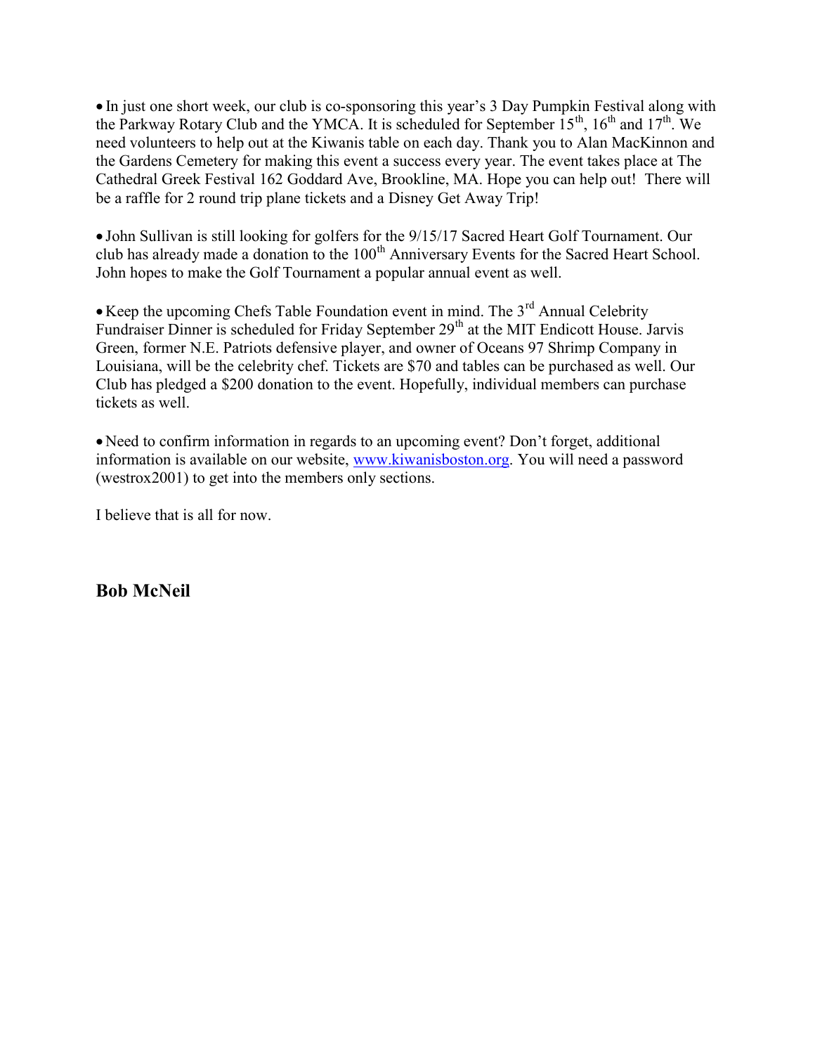- In just one short week, our club is co-sponsoring this year's 3 Day Pumpkin Festival along with the Parkway Rotary Club and the YMCA. It is scheduled for September 15th, 16th and 17th. We need volunteers to help out at the Kiwanis table on each day. Thank you to Alan MacKinnon and the Gardens Cemetery for making this event a success every year. The event takes place at The Cathedral Greek Festival 162 Goddard Ave, Brookline, MA. Hope you can help out! There will be a raffle for 2 round trip plane tickets and a Disney Get Away Trip!

- John Sullivan is still looking for golfers for the 9/15/17 Sacred Heart Golf Tournament. Our club has already made a donation to the 100th Anniversary Events for the Sacred Heart School. John hopes to make the Golf Tournament a popular annual event as well.

- Keep the upcoming Chefs Table Foundation event in mind. The 3rd Annual Celebrity Fundraiser Dinner is scheduled for Friday September 29th at the MIT Endicott House. Jarvis Green, former N.E. Patriots defensive player, and owner of Oceans 97 Shrimp Company in Louisiana, will be the celebrity chef. Tickets are $70 and tables can be purchased as well. Our Club has pledged a $200 donation to the event. Hopefully, individual members can purchase tickets as well.

- Need to confirm information in regards to an upcoming event? Don't forget, additional information is available on our website, [www.kiwanisboston.org](http://www.kiwanisboston.org). You will need a password (westrox2001) to get into the members only sections.

I believe that is all for now.

**Bob McNeil**